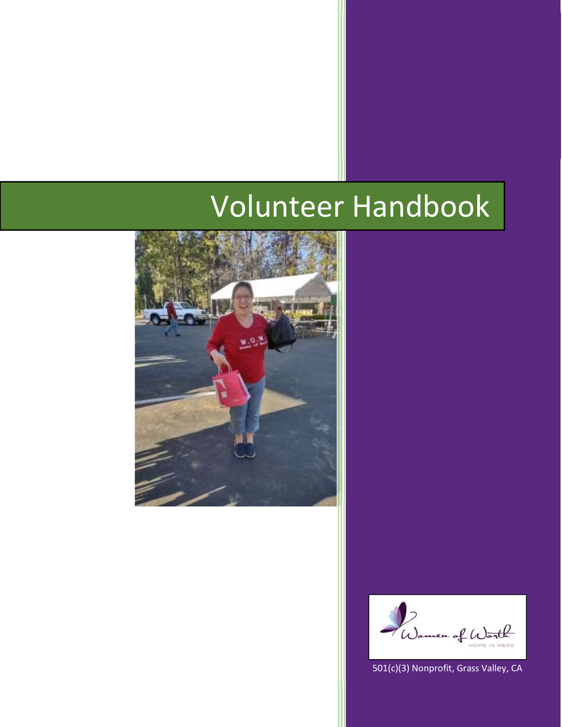# Volunteer Handbook

Women of Worth

HOPE IS HERE

501(c)(3) Nonprofit, Grass Valley, CA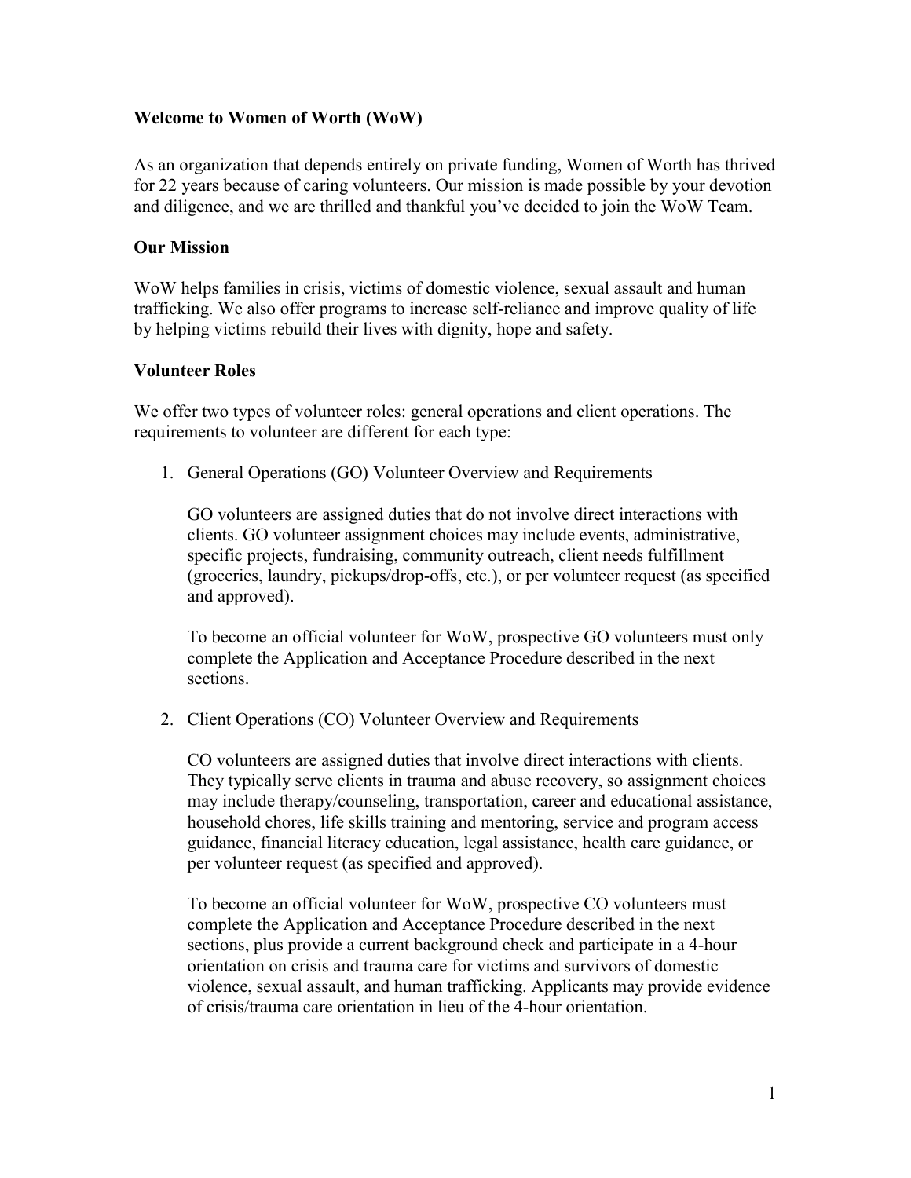**Welcome to Women of Worth (WoW)**

As an organization that depends entirely on private funding, Women of Worth has thrived for 22 years because of caring volunteers. Our mission is made possible by your devotion and diligence, and we are thrilled and thankful you've decided to join the WoW Team.

**Our Mission**

WoW helps families in crisis, victims of domestic violence, sexual assault and human trafficking. We also offer programs to increase self-reliance and improve quality of life by helping victims rebuild their lives with dignity, hope and safety.

**Volunteer Roles**

We offer two types of volunteer roles: general operations and client operations. The requirements to volunteer are different for each type:

1. General Operations (GO) Volunteer Overview and Requirements

   GO volunteers are assigned duties that do not involve direct interactions with clients. GO volunteer assignment choices may include events, administrative, specific projects, fundraising, community outreach, client needs fulfillment (groceries, laundry, pickups/drop-offs, etc.), or per volunteer request (as specified and approved).

   To become an official volunteer for WoW, prospective GO volunteers must only complete the Application and Acceptance Procedure described in the next sections.

2. Client Operations (CO) Volunteer Overview and Requirements

   CO volunteers are assigned duties that involve direct interactions with clients. They typically serve clients in trauma and abuse recovery, so assignment choices may include therapy/counseling, transportation, career and educational assistance, household chores, life skills training and mentoring, service and program access guidance, financial literacy education, legal assistance, health care guidance, or per volunteer request (as specified and approved).

   To become an official volunteer for WoW, prospective CO volunteers must complete the Application and Acceptance Procedure described in the next sections, plus provide a current background check and participate in a 4-hour orientation on crisis and trauma care for victims and survivors of domestic violence, sexual assault, and human trafficking. Applicants may provide evidence of crisis/trauma care orientation in lieu of the 4-hour orientation.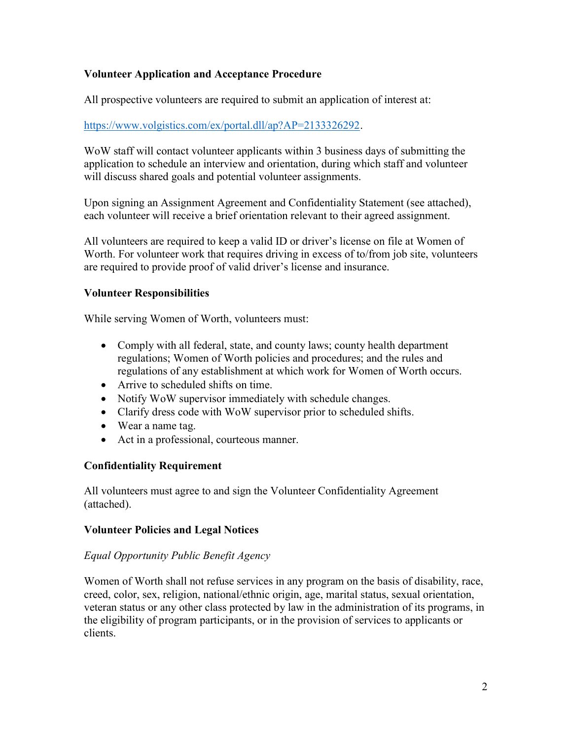**Volunteer Application and Acceptance Procedure**

All prospective volunteers are required to submit an application of interest at:

https://www.volgistics.com/ex/portal.dll/ap?AP=2133326292.

WoW staff will contact volunteer applicants within 3 business days of submitting the application to schedule an interview and orientation, during which staff and volunteer will discuss shared goals and potential volunteer assignments.

Upon signing an Assignment Agreement and Confidentiality Statement (see attached), each volunteer will receive a brief orientation relevant to their agreed assignment.

All volunteers are required to keep a valid ID or driver's license on file at Women of Worth. For volunteer work that requires driving in excess of to/from job site, volunteers are required to provide proof of valid driver's license and insurance.

**Volunteer Responsibilities**

While serving Women of Worth, volunteers must:

- Comply with all federal, state, and county laws; county health department regulations; Women of Worth policies and procedures; and the rules and regulations of any establishment at which work for Women of Worth occurs.
- Arrive to scheduled shifts on time.
- Notify WoW supervisor immediately with schedule changes.
- Clarify dress code with WoW supervisor prior to scheduled shifts.
- Wear a name tag.
- Act in a professional, courteous manner.

**Confidentiality Requirement**

All volunteers must agree to and sign the Volunteer Confidentiality Agreement (attached).

**Volunteer Policies and Legal Notices**

*Equal Opportunity Public Benefit Agency*

Women of Worth shall not refuse services in any program on the basis of disability, race, creed, color, sex, religion, national/ethnic origin, age, marital status, sexual orientation, veteran status or any other class protected by law in the administration of its programs, in the eligibility of program participants, or in the provision of services to applicants or clients.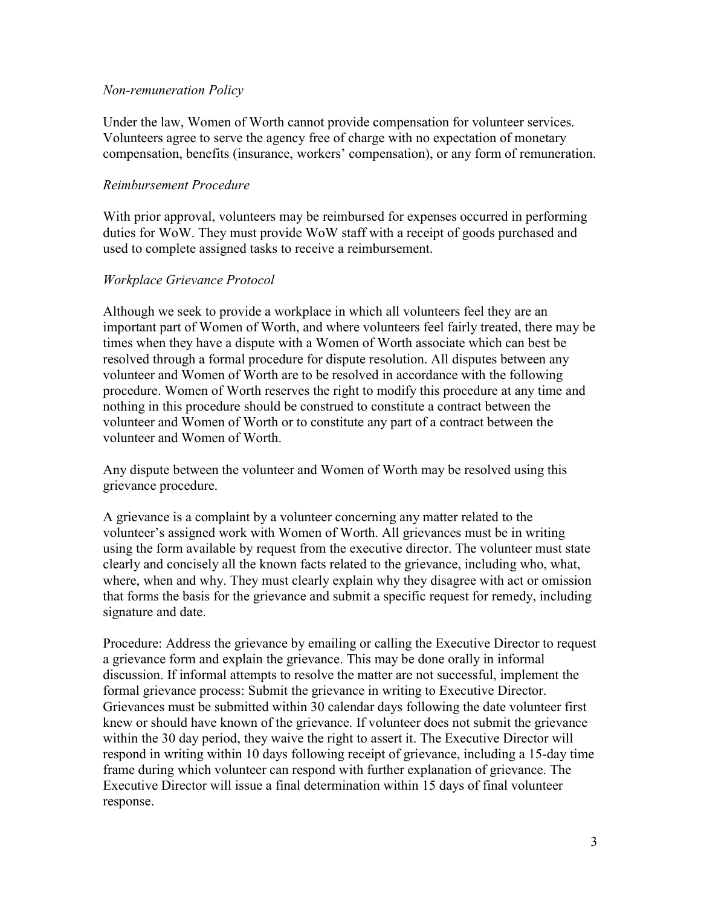*Non-remuneration Policy*

Under the law, Women of Worth cannot provide compensation for volunteer services. Volunteers agree to serve the agency free of charge with no expectation of monetary compensation, benefits (insurance, workers' compensation), or any form of remuneration.

*Reimbursement Procedure*

With prior approval, volunteers may be reimbursed for expenses occurred in performing duties for WoW. They must provide WoW staff with a receipt of goods purchased and used to complete assigned tasks to receive a reimbursement.

*Workplace Grievance Protocol*

Although we seek to provide a workplace in which all volunteers feel they are an important part of Women of Worth, and where volunteers feel fairly treated, there may be times when they have a dispute with a Women of Worth associate which can best be resolved through a formal procedure for dispute resolution. All disputes between any volunteer and Women of Worth are to be resolved in accordance with the following procedure. Women of Worth reserves the right to modify this procedure at any time and nothing in this procedure should be construed to constitute a contract between the volunteer and Women of Worth or to constitute any part of a contract between the volunteer and Women of Worth.

Any dispute between the volunteer and Women of Worth may be resolved using this grievance procedure.

A grievance is a complaint by a volunteer concerning any matter related to the volunteer's assigned work with Women of Worth. All grievances must be in writing using the form available by request from the executive director. The volunteer must state clearly and concisely all the known facts related to the grievance, including who, what, where, when and why. They must clearly explain why they disagree with act or omission that forms the basis for the grievance and submit a specific request for remedy, including signature and date.

Procedure: Address the grievance by emailing or calling the Executive Director to request a grievance form and explain the grievance. This may be done orally in informal discussion. If informal attempts to resolve the matter are not successful, implement the formal grievance process: Submit the grievance in writing to Executive Director. Grievances must be submitted within 30 calendar days following the date volunteer first knew or should have known of the grievance. If volunteer does not submit the grievance within the 30 day period, they waive the right to assert it. The Executive Director will respond in writing within 10 days following receipt of grievance, including a 15-day time frame during which volunteer can respond with further explanation of grievance. The Executive Director will issue a final determination within 15 days of final volunteer response.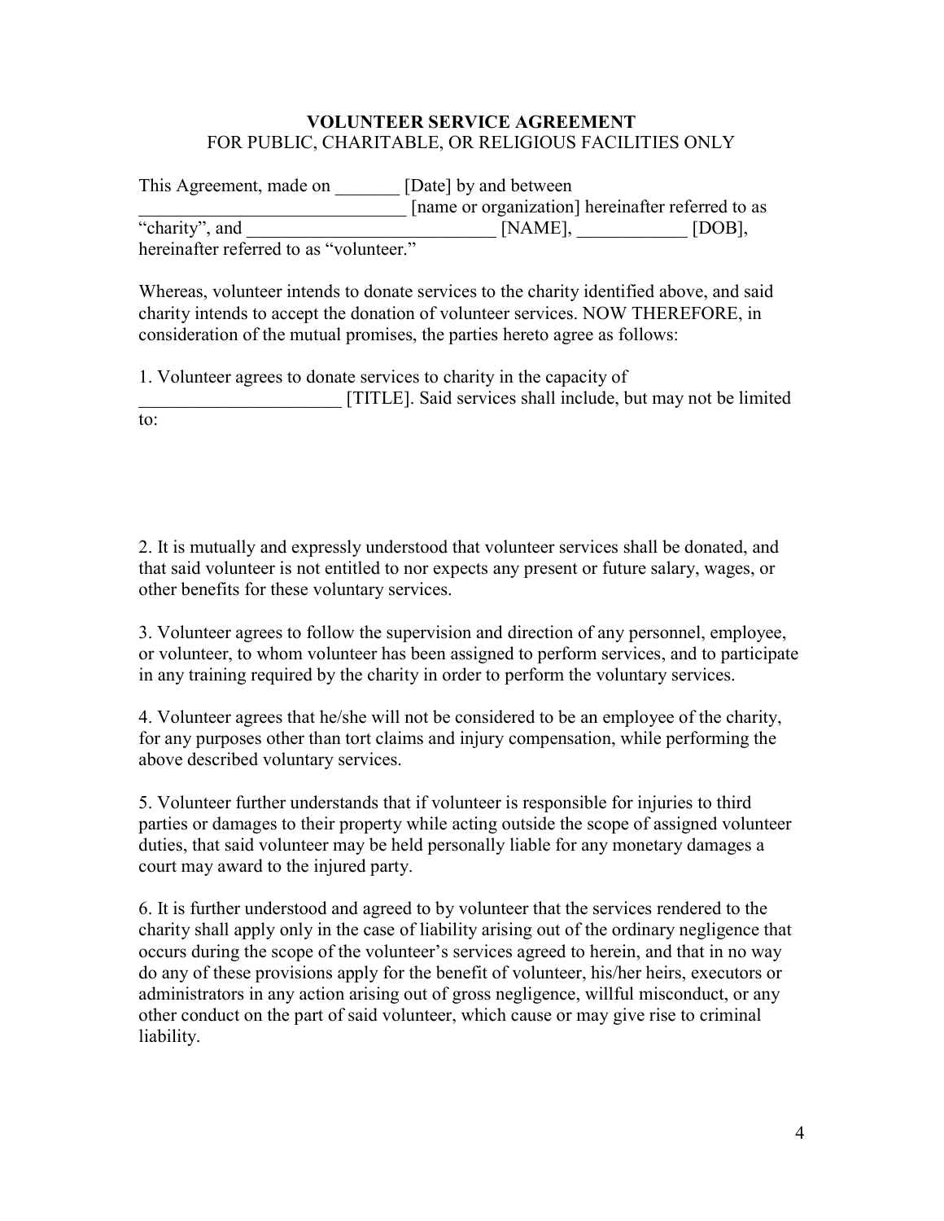**VOLUNTEER SERVICE AGREEMENT**
FOR PUBLIC, CHARITABLE, OR RELIGIOUS FACILITIES ONLY

This Agreement, made on _______ [Date] by and between _____________________________ [name or organization] hereinafter referred to as "charity", and ___________________________ [NAME], ____________ [DOB], hereinafter referred to as "volunteer."

Whereas, volunteer intends to donate services to the charity identified above, and said charity intends to accept the donation of volunteer services. NOW THEREFORE, in consideration of the mutual promises, the parties hereto agree as follows:

1. Volunteer agrees to donate services to charity in the capacity of ______________________ [TITLE]. Said services shall include, but may not be limited to:

2. It is mutually and expressly understood that volunteer services shall be donated, and that said volunteer is not entitled to nor expects any present or future salary, wages, or other benefits for these voluntary services.

3. Volunteer agrees to follow the supervision and direction of any personnel, employee, or volunteer, to whom volunteer has been assigned to perform services, and to participate in any training required by the charity in order to perform the voluntary services.

4. Volunteer agrees that he/she will not be considered to be an employee of the charity, for any purposes other than tort claims and injury compensation, while performing the above described voluntary services.

5. Volunteer further understands that if volunteer is responsible for injuries to third parties or damages to their property while acting outside the scope of assigned volunteer duties, that said volunteer may be held personally liable for any monetary damages a court may award to the injured party.

6. It is further understood and agreed to by volunteer that the services rendered to the charity shall apply only in the case of liability arising out of the ordinary negligence that occurs during the scope of the volunteer's services agreed to herein, and that in no way do any of these provisions apply for the benefit of volunteer, his/her heirs, executors or administrators in any action arising out of gross negligence, willful misconduct, or any other conduct on the part of said volunteer, which cause or may give rise to criminal liability.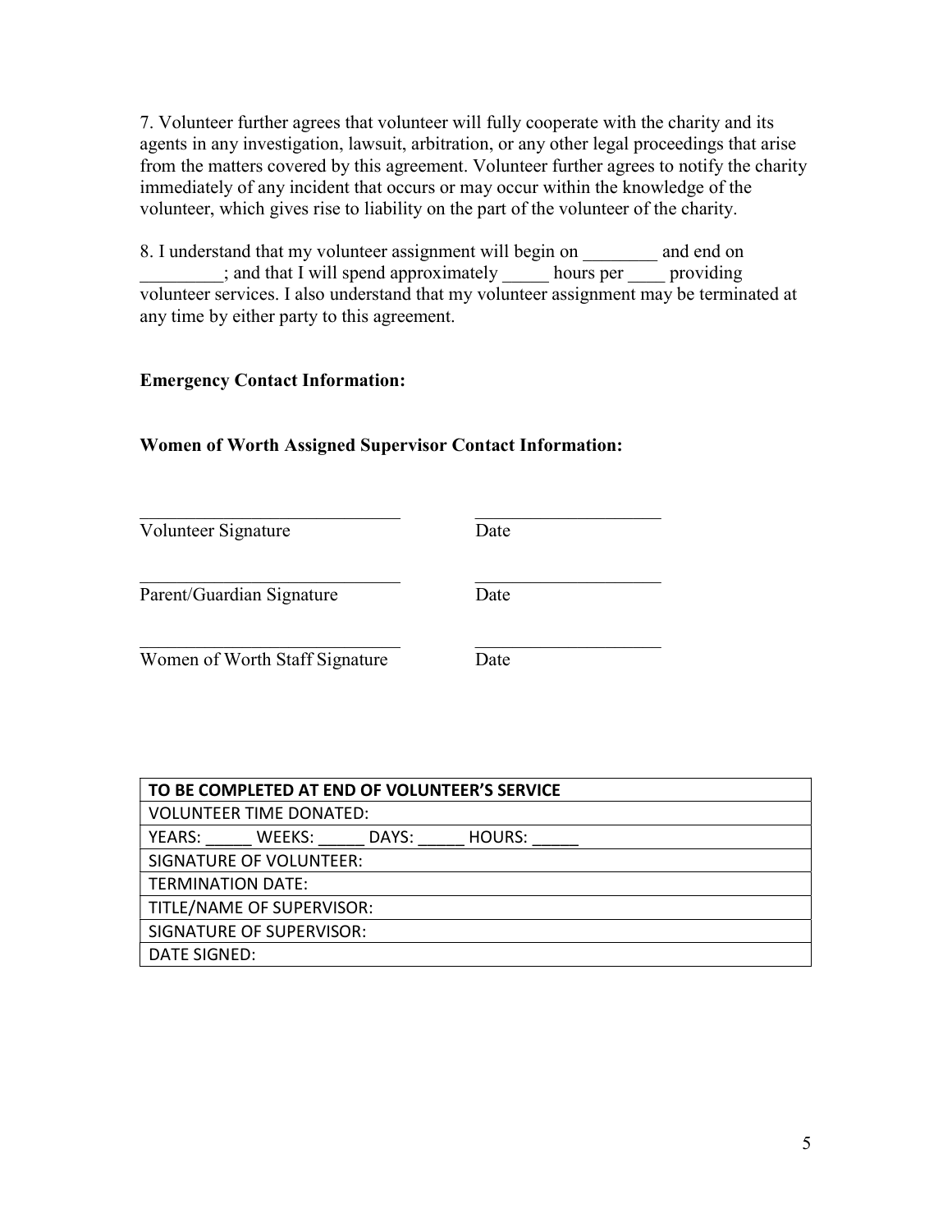7. Volunteer further agrees that volunteer will fully cooperate with the charity and its agents in any investigation, lawsuit, arbitration, or any other legal proceedings that arise from the matters covered by this agreement. Volunteer further agrees to notify the charity immediately of any incident that occurs or may occur within the knowledge of the volunteer, which gives rise to liability on the part of the volunteer of the charity.

8. I understand that my volunteer assignment will begin on ________ and end on _________; and that I will spend approximately _____ hours per ____ providing volunteer services. I also understand that my volunteer assignment may be terminated at any time by either party to this agreement.

**Emergency Contact Information:**

**Women of Worth Assigned Supervisor Contact Information:**

_____________________________ ____________________
Volunteer Signature Date

_____________________________ ____________________
Parent/Guardian Signature Date

_____________________________ ____________________
Women of Worth Staff Signature Date

| TO BE COMPLETED AT END OF VOLUNTEER'S SERVICE |
|---|
| VOLUNTEER TIME DONATED: |
| YEARS: _____ WEEKS: _____ DAYS: _____ HOURS: _____ |
| SIGNATURE OF VOLUNTEER: |
| TERMINATION DATE: |
| TITLE/NAME OF SUPERVISOR: |
| SIGNATURE OF SUPERVISOR: |
| DATE SIGNED: |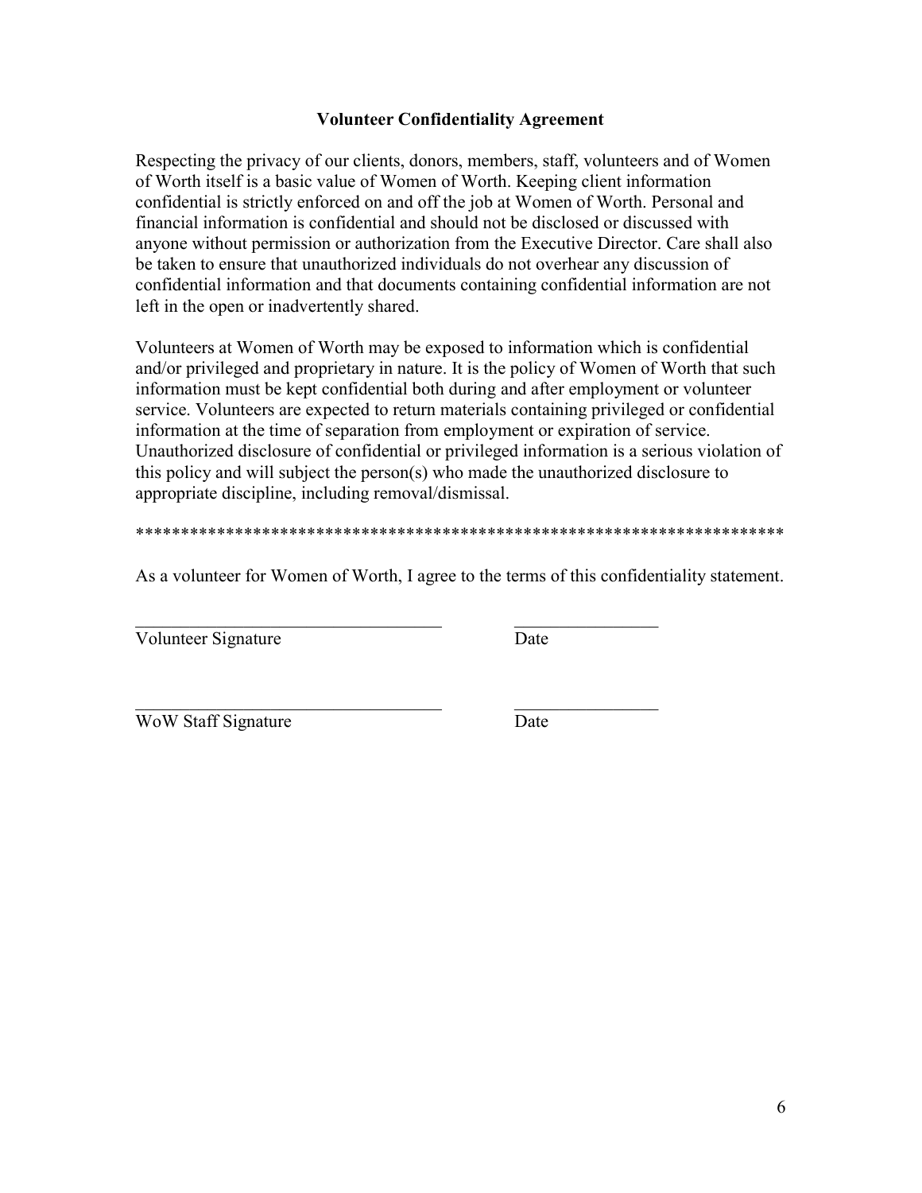## Volunteer Confidentiality Agreement

Respecting the privacy of our clients, donors, members, staff, volunteers and of Women of Worth itself is a basic value of Women of Worth. Keeping client information confidential is strictly enforced on and off the job at Women of Worth. Personal and financial information is confidential and should not be disclosed or discussed with anyone without permission or authorization from the Executive Director. Care shall also be taken to ensure that unauthorized individuals do not overhear any discussion of confidential information and that documents containing confidential information are not left in the open or inadvertently shared.

Volunteers at Women of Worth may be exposed to information which is confidential and/or privileged and proprietary in nature. It is the policy of Women of Worth that such information must be kept confidential both during and after employment or volunteer service. Volunteers are expected to return materials containing privileged or confidential information at the time of separation from employment or expiration of service. Unauthorized disclosure of confidential or privileged information is a serious violation of this policy and will subject the person(s) who made the unauthorized disclosure to appropriate discipline, including removal/dismissal.

************************************************************************

As a volunteer for Women of Worth, I agree to the terms of this confidentiality statement.

___________________________________ ________________
Volunteer Signature Date

___________________________________ ________________
WoW Staff Signature Date